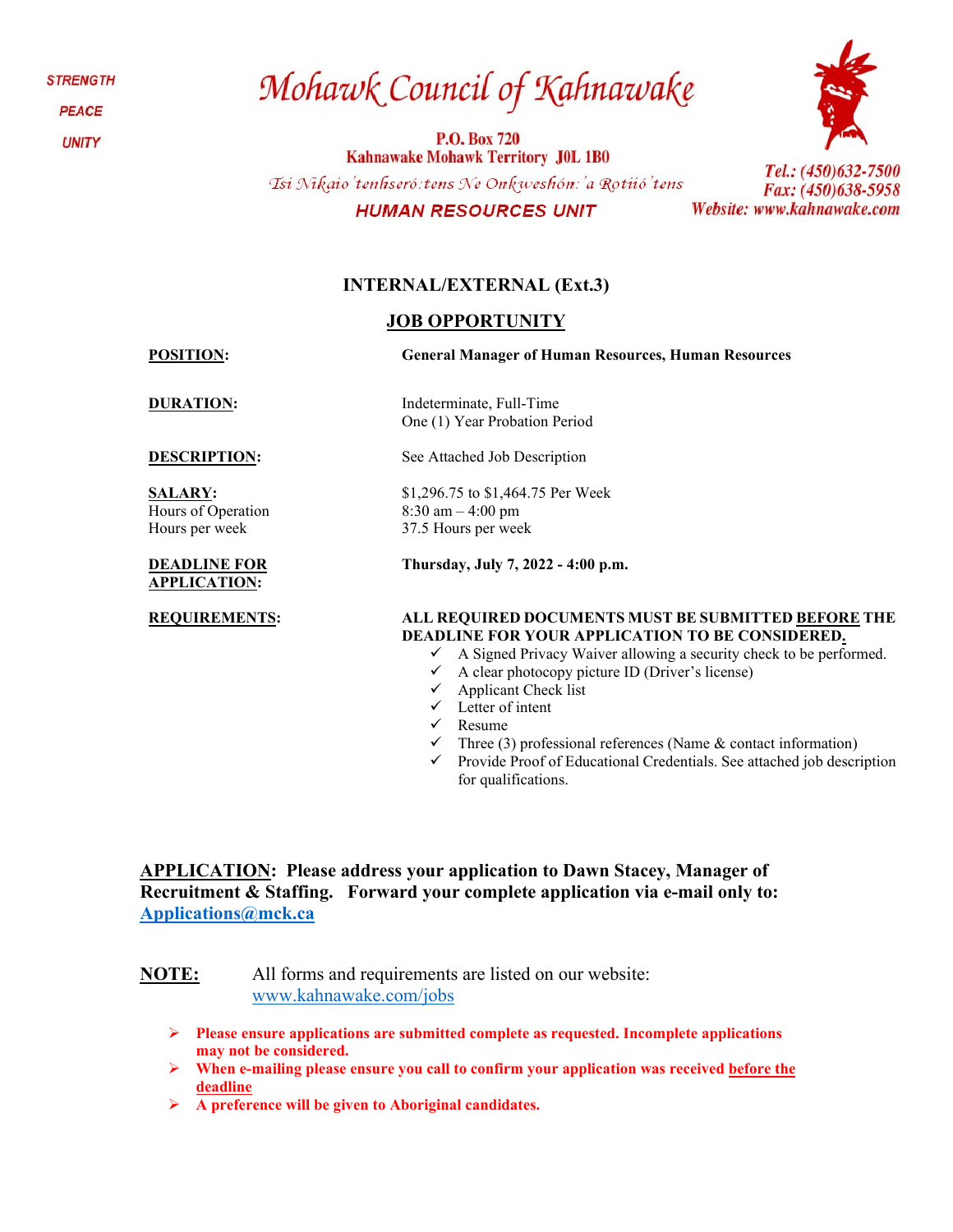STRENGTH

PEACE

UNITY

# Mohawk Council of Kahnawake

**P.O. Box 720**
**Kahnawake Mohawk Territory J0L 1B0**

*Tsi Nikaio'tenhseró:tens Ne Onkweshón:'a Rotiió'tens*

**HUMAN RESOURCES UNIT**

*Tel.: (450)632-7500*
*Fax: (450)638-5958*
*Website: www.kahnawake.com*

## INTERNAL/EXTERNAL (Ext.3)

## JOB OPPORTUNITY

**POSITION:** **General Manager of Human Resources, Human Resources**

**DURATION:** Indeterminate, Full-Time
One (1) Year Probation Period

**DESCRIPTION:** See Attached Job Description

**SALARY:** $1,296.75 to $1,464.75 Per Week
Hours of Operation: 8:30 am – 4:00 pm
Hours per week: 37.5 Hours per week

**DEADLINE FOR APPLICATION:** **Thursday, July 7, 2022 - 4:00 p.m.**

**REQUIREMENTS:** **ALL REQUIRED DOCUMENTS MUST BE SUBMITTED BEFORE THE DEADLINE FOR YOUR APPLICATION TO BE CONSIDERED.**

- ✓ A Signed Privacy Waiver allowing a security check to be performed.
- ✓ A clear photocopy picture ID (Driver's license)
- ✓ Applicant Check list
- ✓ Letter of intent
- ✓ Resume
- ✓ Three (3) professional references (Name & contact information)
- ✓ Provide Proof of Educational Credentials. See attached job description for qualifications.

**APPLICATION: Please address your application to Dawn Stacey, Manager of Recruitment & Staffing. Forward your complete application via e-mail only to: Applications@mck.ca**

**NOTE:** All forms and requirements are listed on our website: www.kahnawake.com/jobs

- ➢ **Please ensure applications are submitted complete as requested. Incomplete applications may not be considered.**
- ➢ **When e-mailing please ensure you call to confirm your application was received before the deadline**
- ➢ **A preference will be given to Aboriginal candidates.**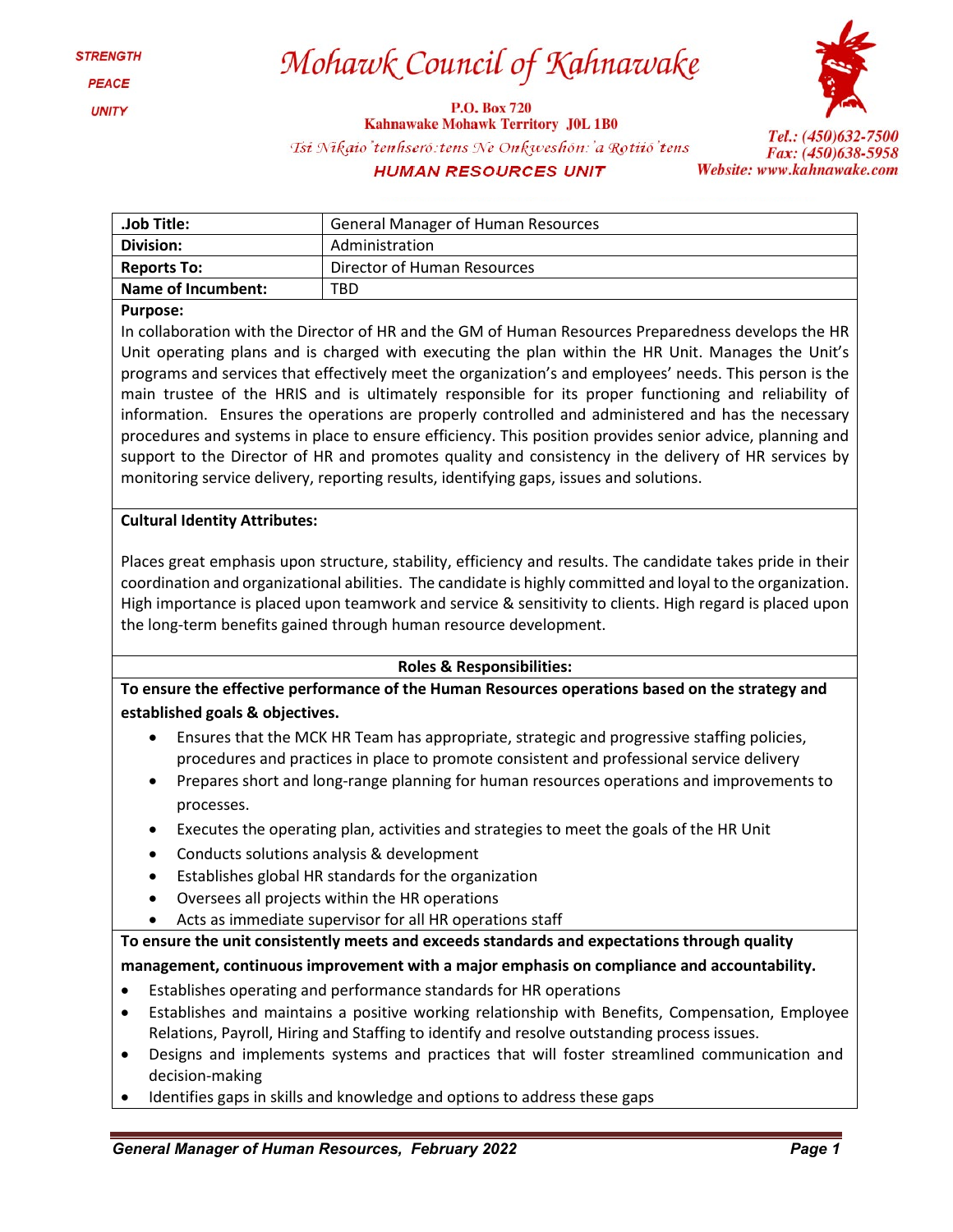**STRENGTH**

**PEACE**

**UNITY**

# Mohawk Council of Kahnawake

**P.O. Box 720**
**Kahnawake Mohawk Territory J0L 1B0**

*Tsi Nikaio'tenhseró:tens Ne Onkweshón:'a Rotiió'tens*

**HUMAN RESOURCES UNIT**

*Tel.: (450)632-7500*
*Fax: (450)638-5958*
*Website: www.kahnawake.com*

| .Job Title: | General Manager of Human Resources |
|---|---|
| **Division:** | Administration |
| **Reports To:** | Director of Human Resources |
| **Name of Incumbent:** | TBD |

**Purpose:**

In collaboration with the Director of HR and the GM of Human Resources Preparedness develops the HR Unit operating plans and is charged with executing the plan within the HR Unit. Manages the Unit's programs and services that effectively meet the organization's and employees' needs. This person is the main trustee of the HRIS and is ultimately responsible for its proper functioning and reliability of information. Ensures the operations are properly controlled and administered and has the necessary procedures and systems in place to ensure efficiency. This position provides senior advice, planning and support to the Director of HR and promotes quality and consistency in the delivery of HR services by monitoring service delivery, reporting results, identifying gaps, issues and solutions.

**Cultural Identity Attributes:**

Places great emphasis upon structure, stability, efficiency and results. The candidate takes pride in their coordination and organizational abilities. The candidate is highly committed and loyal to the organization. High importance is placed upon teamwork and service & sensitivity to clients. High regard is placed upon the long-term benefits gained through human resource development.

**Roles & Responsibilities:**

**To ensure the effective performance of the Human Resources operations based on the strategy and established goals & objectives.**

- Ensures that the MCK HR Team has appropriate, strategic and progressive staffing policies, procedures and practices in place to promote consistent and professional service delivery
- Prepares short and long-range planning for human resources operations and improvements to processes.
- Executes the operating plan, activities and strategies to meet the goals of the HR Unit
- Conducts solutions analysis & development
- Establishes global HR standards for the organization
- Oversees all projects within the HR operations
- Acts as immediate supervisor for all HR operations staff

**To ensure the unit consistently meets and exceeds standards and expectations through quality management, continuous improvement with a major emphasis on compliance and accountability.**

- Establishes operating and performance standards for HR operations
- Establishes and maintains a positive working relationship with Benefits, Compensation, Employee Relations, Payroll, Hiring and Staffing to identify and resolve outstanding process issues.
- Designs and implements systems and practices that will foster streamlined communication and decision-making
- Identifies gaps in skills and knowledge and options to address these gaps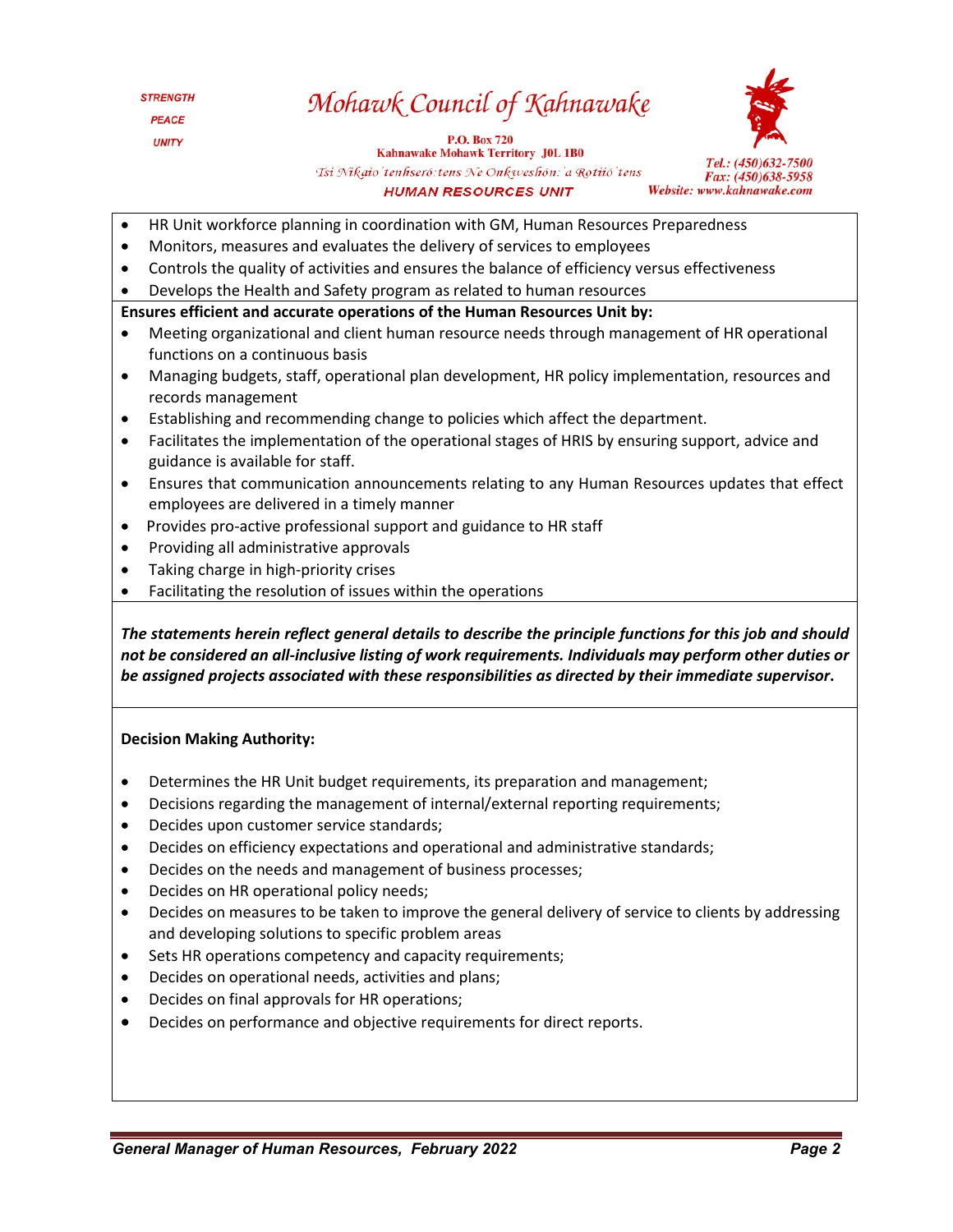- HR Unit workforce planning in coordination with GM, Human Resources Preparedness
- Monitors, measures and evaluates the delivery of services to employees
- Controls the quality of activities and ensures the balance of efficiency versus effectiveness
- Develops the Health and Safety program as related to human resources

**Ensures efficient and accurate operations of the Human Resources Unit by:**

- Meeting organizational and client human resource needs through management of HR operational functions on a continuous basis
- Managing budgets, staff, operational plan development, HR policy implementation, resources and records management
- Establishing and recommending change to policies which affect the department.
- Facilitates the implementation of the operational stages of HRIS by ensuring support, advice and guidance is available for staff.
- Ensures that communication announcements relating to any Human Resources updates that effect employees are delivered in a timely manner
- Provides pro-active professional support and guidance to HR staff
- Providing all administrative approvals
- Taking charge in high-priority crises
- Facilitating the resolution of issues within the operations

***The statements herein reflect general details to describe the principle functions for this job and should not be considered an all-inclusive listing of work requirements. Individuals may perform other duties or be assigned projects associated with these responsibilities as directed by their immediate supervisor.***

**Decision Making Authority:**

- Determines the HR Unit budget requirements, its preparation and management;
- Decisions regarding the management of internal/external reporting requirements;
- Decides upon customer service standards;
- Decides on efficiency expectations and operational and administrative standards;
- Decides on the needs and management of business processes;
- Decides on HR operational policy needs;
- Decides on measures to be taken to improve the general delivery of service to clients by addressing and developing solutions to specific problem areas
- Sets HR operations competency and capacity requirements;
- Decides on operational needs, activities and plans;
- Decides on final approvals for HR operations;
- Decides on performance and objective requirements for direct reports.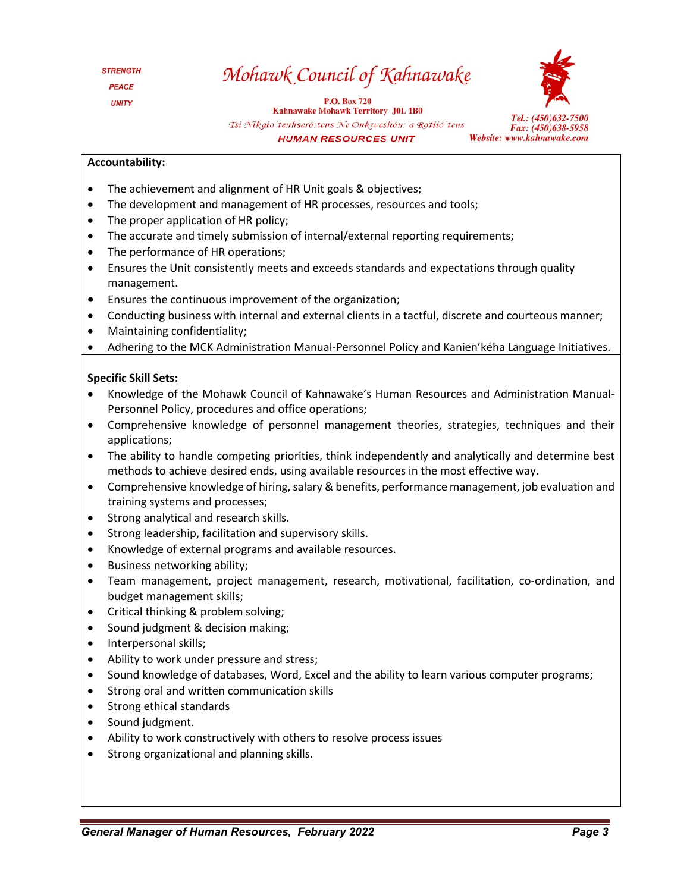**Accountability:**

- The achievement and alignment of HR Unit goals & objectives;
- The development and management of HR processes, resources and tools;
- The proper application of HR policy;
- The accurate and timely submission of internal/external reporting requirements;
- The performance of HR operations;
- Ensures the Unit consistently meets and exceeds standards and expectations through quality management.
- Ensures the continuous improvement of the organization;
- Conducting business with internal and external clients in a tactful, discrete and courteous manner;
- Maintaining confidentiality;
- Adhering to the MCK Administration Manual-Personnel Policy and Kanien'kéha Language Initiatives.

**Specific Skill Sets:**

- Knowledge of the Mohawk Council of Kahnawake's Human Resources and Administration Manual-Personnel Policy, procedures and office operations;
- Comprehensive knowledge of personnel management theories, strategies, techniques and their applications;
- The ability to handle competing priorities, think independently and analytically and determine best methods to achieve desired ends, using available resources in the most effective way.
- Comprehensive knowledge of hiring, salary & benefits, performance management, job evaluation and training systems and processes;
- Strong analytical and research skills.
- Strong leadership, facilitation and supervisory skills.
- Knowledge of external programs and available resources.
- Business networking ability;
- Team management, project management, research, motivational, facilitation, co-ordination, and budget management skills;
- Critical thinking & problem solving;
- Sound judgment & decision making;
- Interpersonal skills;
- Ability to work under pressure and stress;
- Sound knowledge of databases, Word, Excel and the ability to learn various computer programs;
- Strong oral and written communication skills
- Strong ethical standards
- Sound judgment.
- Ability to work constructively with others to resolve process issues
- Strong organizational and planning skills.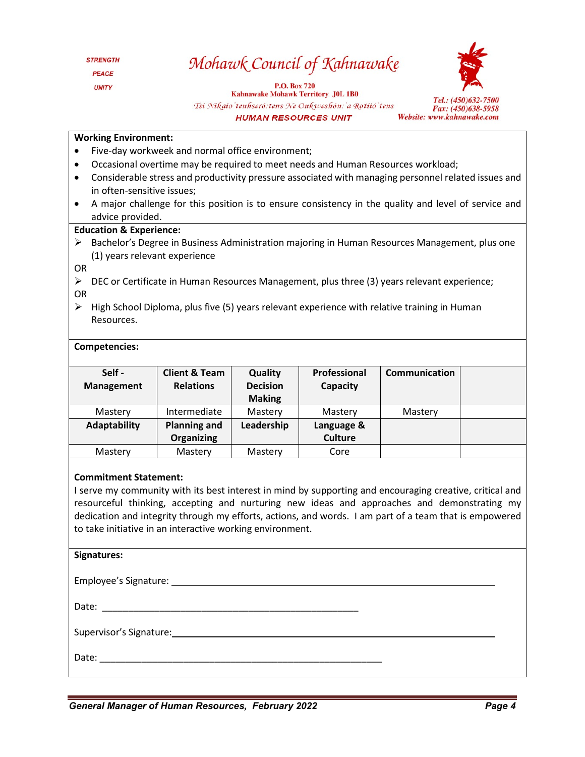**Working Environment:**

- Five-day workweek and normal office environment;
- Occasional overtime may be required to meet needs and Human Resources workload;
- Considerable stress and productivity pressure associated with managing personnel related issues and in often-sensitive issues;
- A major challenge for this position is to ensure consistency in the quality and level of service and advice provided.

**Education & Experience:**

- Bachelor's Degree in Business Administration majoring in Human Resources Management, plus one (1) years relevant experience

OR

- DEC or Certificate in Human Resources Management, plus three (3) years relevant experience;

OR

- High School Diploma, plus five (5) years relevant experience with relative training in Human Resources.

**Competencies:**

| Self - Management | Client & Team Relations | Quality Decision Making | Professional Capacity | Communication | |
|---|---|---|---|---|---|
| Mastery | Intermediate | Mastery | Mastery | Mastery | |
| **Adaptability** | **Planning and Organizing** | **Leadership** | **Language & Culture** | | |
| Mastery | Mastery | Mastery | Core | | |

**Commitment Statement:**

I serve my community with its best interest in mind by supporting and encouraging creative, critical and resourceful thinking, accepting and nurturing new ideas and approaches and demonstrating my dedication and integrity through my efforts, actions, and words. I am part of a team that is empowered to take initiative in an interactive working environment.

**Signatures:**

Employee's Signature: ______________________________

Date: ______________________________

Supervisor's Signature: ______________________________

Date: ______________________________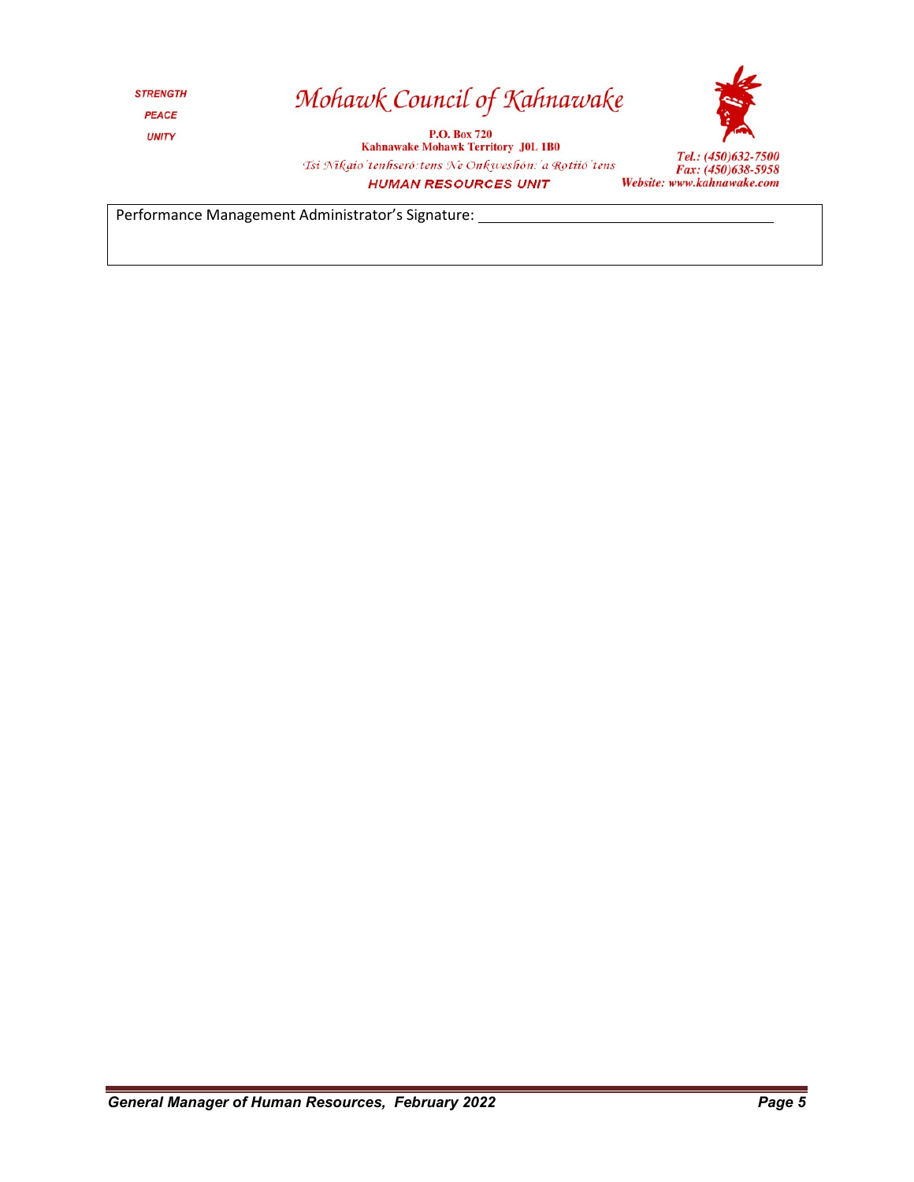Performance Management Administrator's Signature: ____________________________________